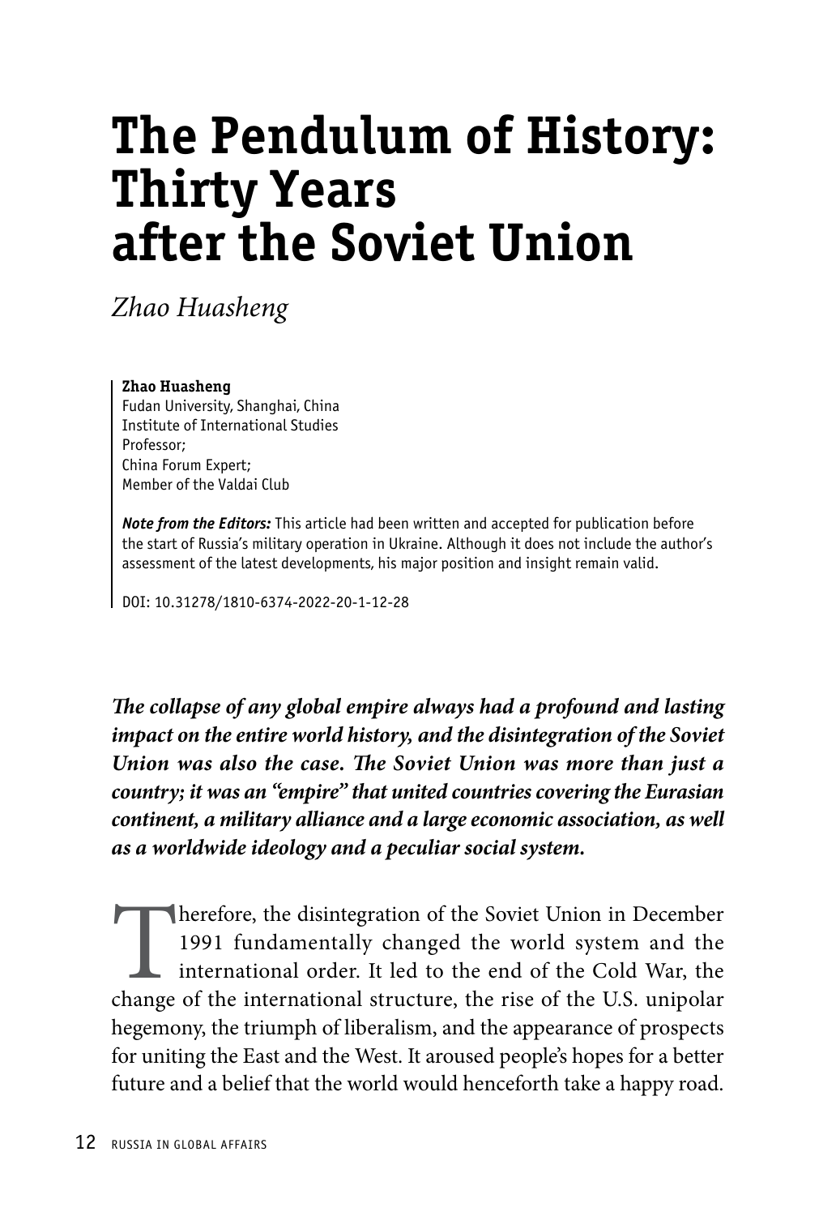# The Pendulum of History: Thirty Years after the Soviet Union

*Zhao Huasheng*

**Zhao Huasheng**
Fudan University, Shanghai, China
Institute of International Studies
Professor;
China Forum Expert;
Member of the Valdai Club

***Note from the Editors:*** This article had been written and accepted for publication before the start of Russia's military operation in Ukraine. Although it does not include the author's assessment of the latest developments, his major position and insight remain valid.

DOI: 10.31278/1810-6374-2022-20-1-12-28

***The collapse of any global empire always had a profound and lasting impact on the entire world history, and the disintegration of the Soviet Union was also the case. The Soviet Union was more than just a country; it was an "empire" that united countries covering the Eurasian continent, a military alliance and a large economic association, as well as a worldwide ideology and a peculiar social system.***

Therefore, the disintegration of the Soviet Union in December 1991 fundamentally changed the world system and the international order. It led to the end of the Cold War, the change of the international structure, the rise of the U.S. unipolar hegemony, the triumph of liberalism, and the appearance of prospects for uniting the East and the West. It aroused people's hopes for a better future and a belief that the world would henceforth take a happy road.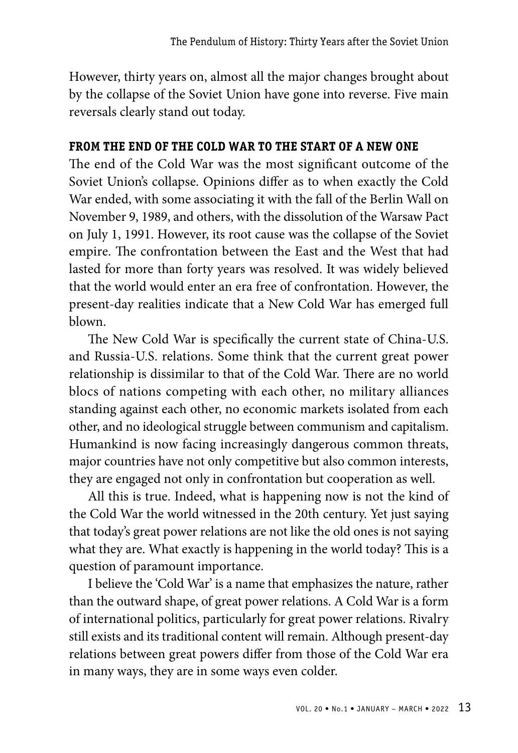However, thirty years on, almost all the major changes brought about by the collapse of the Soviet Union have gone into reverse. Five main reversals clearly stand out today.

## FROM THE END OF THE COLD WAR TO THE START OF A NEW ONE

The end of the Cold War was the most significant outcome of the Soviet Union's collapse. Opinions differ as to when exactly the Cold War ended, with some associating it with the fall of the Berlin Wall on November 9, 1989, and others, with the dissolution of the Warsaw Pact on July 1, 1991. However, its root cause was the collapse of the Soviet empire. The confrontation between the East and the West that had lasted for more than forty years was resolved. It was widely believed that the world would enter an era free of confrontation. However, the present-day realities indicate that a New Cold War has emerged full blown.

The New Cold War is specifically the current state of China-U.S. and Russia-U.S. relations. Some think that the current great power relationship is dissimilar to that of the Cold War. There are no world blocs of nations competing with each other, no military alliances standing against each other, no economic markets isolated from each other, and no ideological struggle between communism and capitalism. Humankind is now facing increasingly dangerous common threats, major countries have not only competitive but also common interests, they are engaged not only in confrontation but cooperation as well.

All this is true. Indeed, what is happening now is not the kind of the Cold War the world witnessed in the 20th century. Yet just saying that today's great power relations are not like the old ones is not saying what they are. What exactly is happening in the world today? This is a question of paramount importance.

I believe the 'Cold War' is a name that emphasizes the nature, rather than the outward shape, of great power relations. A Cold War is a form of international politics, particularly for great power relations. Rivalry still exists and its traditional content will remain. Although present-day relations between great powers differ from those of the Cold War era in many ways, they are in some ways even colder.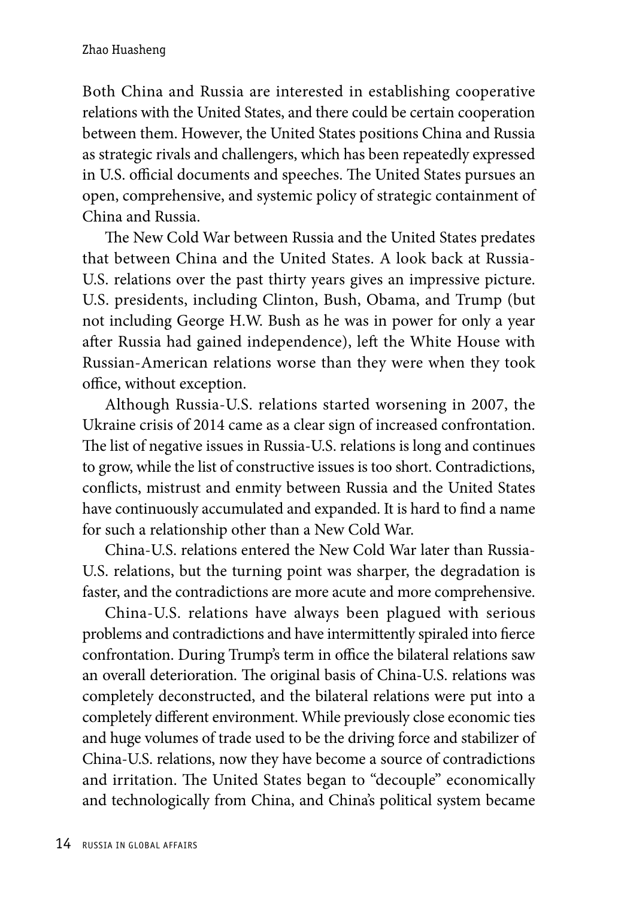Both China and Russia are interested in establishing cooperative relations with the United States, and there could be certain cooperation between them. However, the United States positions China and Russia as strategic rivals and challengers, which has been repeatedly expressed in U.S. official documents and speeches. The United States pursues an open, comprehensive, and systemic policy of strategic containment of China and Russia.

The New Cold War between Russia and the United States predates that between China and the United States. A look back at Russia-U.S. relations over the past thirty years gives an impressive picture. U.S. presidents, including Clinton, Bush, Obama, and Trump (but not including George H.W. Bush as he was in power for only a year after Russia had gained independence), left the White House with Russian-American relations worse than they were when they took office, without exception.

Although Russia-U.S. relations started worsening in 2007, the Ukraine crisis of 2014 came as a clear sign of increased confrontation. The list of negative issues in Russia-U.S. relations is long and continues to grow, while the list of constructive issues is too short. Contradictions, conflicts, mistrust and enmity between Russia and the United States have continuously accumulated and expanded. It is hard to find a name for such a relationship other than a New Cold War.

China-U.S. relations entered the New Cold War later than Russia-U.S. relations, but the turning point was sharper, the degradation is faster, and the contradictions are more acute and more comprehensive.

China-U.S. relations have always been plagued with serious problems and contradictions and have intermittently spiraled into fierce confrontation. During Trump's term in office the bilateral relations saw an overall deterioration. The original basis of China-U.S. relations was completely deconstructed, and the bilateral relations were put into a completely different environment. While previously close economic ties and huge volumes of trade used to be the driving force and stabilizer of China-U.S. relations, now they have become a source of contradictions and irritation. The United States began to "decouple" economically and technologically from China, and China's political system became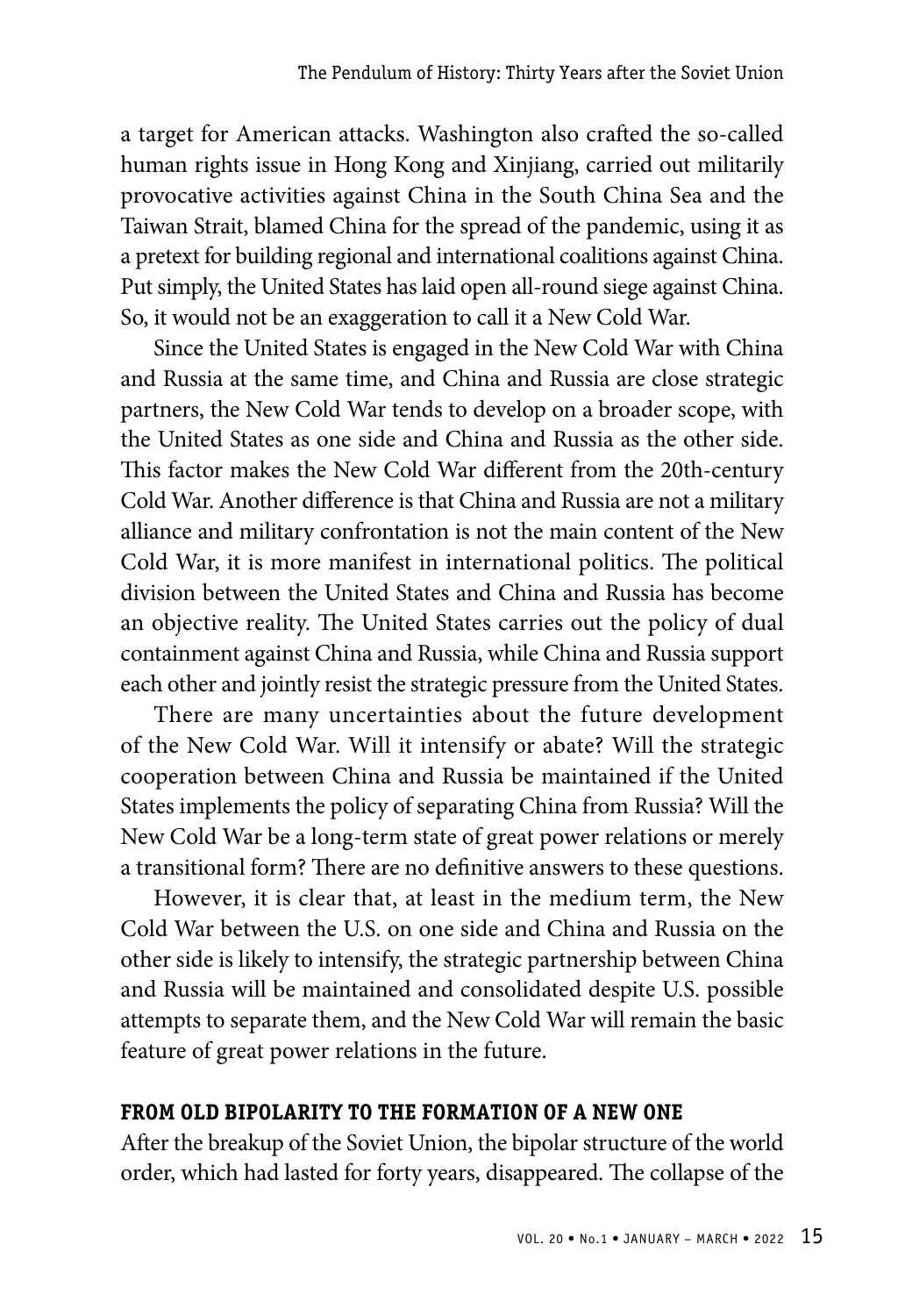a target for American attacks. Washington also crafted the so-called human rights issue in Hong Kong and Xinjiang, carried out militarily provocative activities against China in the South China Sea and the Taiwan Strait, blamed China for the spread of the pandemic, using it as a pretext for building regional and international coalitions against China. Put simply, the United States has laid open all-round siege against China. So, it would not be an exaggeration to call it a New Cold War.

Since the United States is engaged in the New Cold War with China and Russia at the same time, and China and Russia are close strategic partners, the New Cold War tends to develop on a broader scope, with the United States as one side and China and Russia as the other side. This factor makes the New Cold War different from the 20th-century Cold War. Another difference is that China and Russia are not a military alliance and military confrontation is not the main content of the New Cold War, it is more manifest in international politics. The political division between the United States and China and Russia has become an objective reality. The United States carries out the policy of dual containment against China and Russia, while China and Russia support each other and jointly resist the strategic pressure from the United States.

There are many uncertainties about the future development of the New Cold War. Will it intensify or abate? Will the strategic cooperation between China and Russia be maintained if the United States implements the policy of separating China from Russia? Will the New Cold War be a long-term state of great power relations or merely a transitional form? There are no definitive answers to these questions.

However, it is clear that, at least in the medium term, the New Cold War between the U.S. on one side and China and Russia on the other side is likely to intensify, the strategic partnership between China and Russia will be maintained and consolidated despite U.S. possible attempts to separate them, and the New Cold War will remain the basic feature of great power relations in the future.

## FROM OLD BIPOLARITY TO THE FORMATION OF A NEW ONE

After the breakup of the Soviet Union, the bipolar structure of the world order, which had lasted for forty years, disappeared. The collapse of the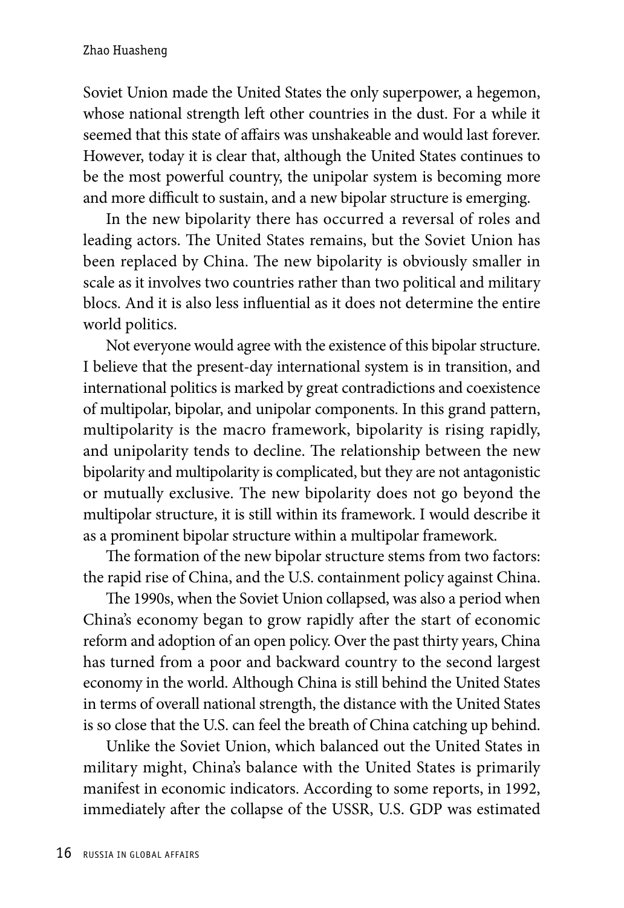Soviet Union made the United States the only superpower, a hegemon, whose national strength left other countries in the dust. For a while it seemed that this state of affairs was unshakeable and would last forever. However, today it is clear that, although the United States continues to be the most powerful country, the unipolar system is becoming more and more difficult to sustain, and a new bipolar structure is emerging.

In the new bipolarity there has occurred a reversal of roles and leading actors. The United States remains, but the Soviet Union has been replaced by China. The new bipolarity is obviously smaller in scale as it involves two countries rather than two political and military blocs. And it is also less influential as it does not determine the entire world politics.

Not everyone would agree with the existence of this bipolar structure. I believe that the present-day international system is in transition, and international politics is marked by great contradictions and coexistence of multipolar, bipolar, and unipolar components. In this grand pattern, multipolarity is the macro framework, bipolarity is rising rapidly, and unipolarity tends to decline. The relationship between the new bipolarity and multipolarity is complicated, but they are not antagonistic or mutually exclusive. The new bipolarity does not go beyond the multipolar structure, it is still within its framework. I would describe it as a prominent bipolar structure within a multipolar framework.

The formation of the new bipolar structure stems from two factors: the rapid rise of China, and the U.S. containment policy against China.

The 1990s, when the Soviet Union collapsed, was also a period when China's economy began to grow rapidly after the start of economic reform and adoption of an open policy. Over the past thirty years, China has turned from a poor and backward country to the second largest economy in the world. Although China is still behind the United States in terms of overall national strength, the distance with the United States is so close that the U.S. can feel the breath of China catching up behind.

Unlike the Soviet Union, which balanced out the United States in military might, China's balance with the United States is primarily manifest in economic indicators. According to some reports, in 1992, immediately after the collapse of the USSR, U.S. GDP was estimated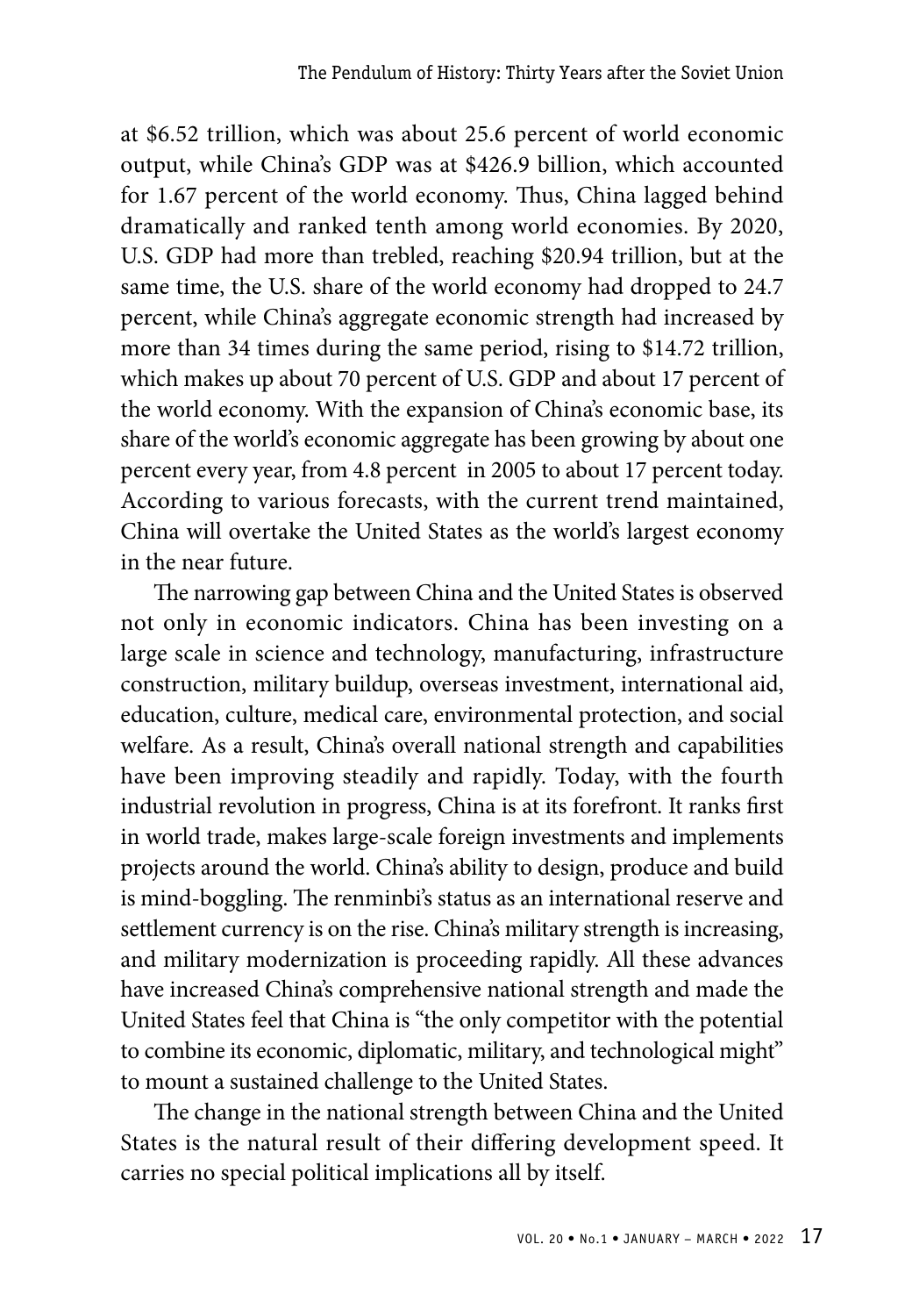at $6.52 trillion, which was about 25.6 percent of world economic output, while China's GDP was at $426.9 billion, which accounted for 1.67 percent of the world economy. Thus, China lagged behind dramatically and ranked tenth among world economies. By 2020, U.S. GDP had more than trebled, reaching $20.94 trillion, but at the same time, the U.S. share of the world economy had dropped to 24.7 percent, while China's aggregate economic strength had increased by more than 34 times during the same period, rising to $14.72 trillion, which makes up about 70 percent of U.S. GDP and about 17 percent of the world economy. With the expansion of China's economic base, its share of the world's economic aggregate has been growing by about one percent every year, from 4.8 percent in 2005 to about 17 percent today. According to various forecasts, with the current trend maintained, China will overtake the United States as the world's largest economy in the near future.

The narrowing gap between China and the United States is observed not only in economic indicators. China has been investing on a large scale in science and technology, manufacturing, infrastructure construction, military buildup, overseas investment, international aid, education, culture, medical care, environmental protection, and social welfare. As a result, China's overall national strength and capabilities have been improving steadily and rapidly. Today, with the fourth industrial revolution in progress, China is at its forefront. It ranks first in world trade, makes large-scale foreign investments and implements projects around the world. China's ability to design, produce and build is mind-boggling. The renminbi's status as an international reserve and settlement currency is on the rise. China's military strength is increasing, and military modernization is proceeding rapidly. All these advances have increased China's comprehensive national strength and made the United States feel that China is "the only competitor with the potential to combine its economic, diplomatic, military, and technological might" to mount a sustained challenge to the United States.

The change in the national strength between China and the United States is the natural result of their differing development speed. It carries no special political implications all by itself.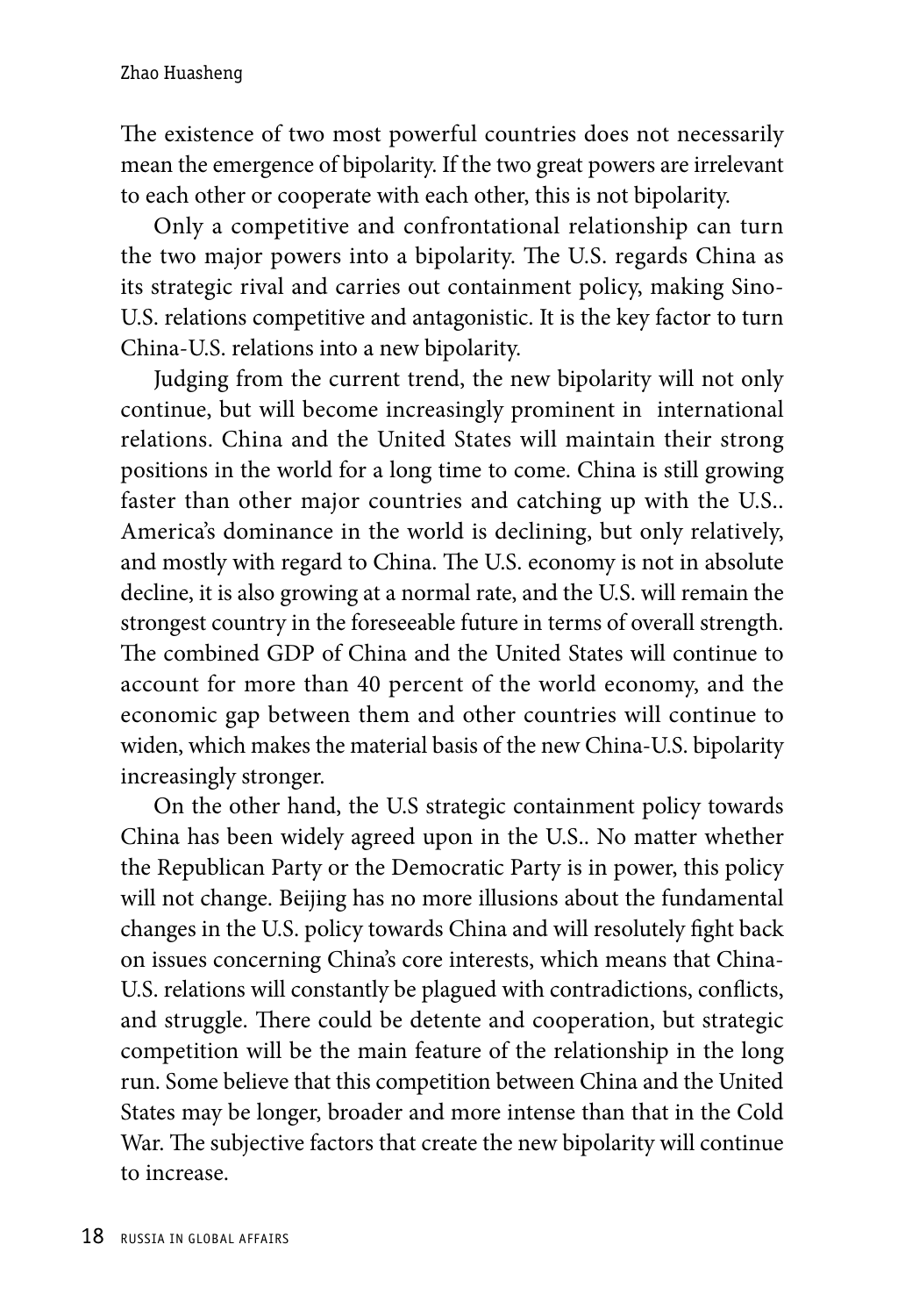The existence of two most powerful countries does not necessarily mean the emergence of bipolarity. If the two great powers are irrelevant to each other or cooperate with each other, this is not bipolarity.

Only a competitive and confrontational relationship can turn the two major powers into a bipolarity. The U.S. regards China as its strategic rival and carries out containment policy, making Sino-U.S. relations competitive and antagonistic. It is the key factor to turn China-U.S. relations into a new bipolarity.

Judging from the current trend, the new bipolarity will not only continue, but will become increasingly prominent in international relations. China and the United States will maintain their strong positions in the world for a long time to come. China is still growing faster than other major countries and catching up with the U.S.. America's dominance in the world is declining, but only relatively, and mostly with regard to China. The U.S. economy is not in absolute decline, it is also growing at a normal rate, and the U.S. will remain the strongest country in the foreseeable future in terms of overall strength. The combined GDP of China and the United States will continue to account for more than 40 percent of the world economy, and the economic gap between them and other countries will continue to widen, which makes the material basis of the new China-U.S. bipolarity increasingly stronger.

On the other hand, the U.S strategic containment policy towards China has been widely agreed upon in the U.S.. No matter whether the Republican Party or the Democratic Party is in power, this policy will not change. Beijing has no more illusions about the fundamental changes in the U.S. policy towards China and will resolutely fight back on issues concerning China's core interests, which means that China-U.S. relations will constantly be plagued with contradictions, conflicts, and struggle. There could be detente and cooperation, but strategic competition will be the main feature of the relationship in the long run. Some believe that this competition between China and the United States may be longer, broader and more intense than that in the Cold War. The subjective factors that create the new bipolarity will continue to increase.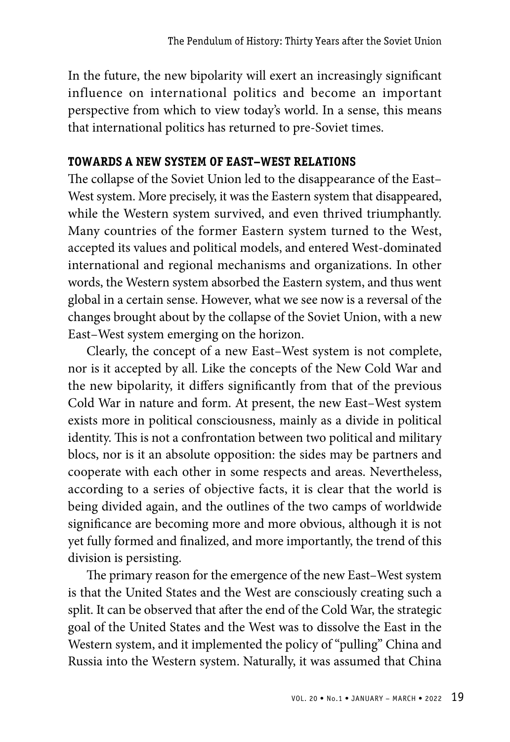In the future, the new bipolarity will exert an increasingly significant influence on international politics and become an important perspective from which to view today's world. In a sense, this means that international politics has returned to pre-Soviet times.

## TOWARDS A NEW SYSTEM OF EAST–WEST RELATIONS

The collapse of the Soviet Union led to the disappearance of the East–West system. More precisely, it was the Eastern system that disappeared, while the Western system survived, and even thrived triumphantly. Many countries of the former Eastern system turned to the West, accepted its values and political models, and entered West-dominated international and regional mechanisms and organizations. In other words, the Western system absorbed the Eastern system, and thus went global in a certain sense. However, what we see now is a reversal of the changes brought about by the collapse of the Soviet Union, with a new East–West system emerging on the horizon.

Clearly, the concept of a new East–West system is not complete, nor is it accepted by all. Like the concepts of the New Cold War and the new bipolarity, it differs significantly from that of the previous Cold War in nature and form. At present, the new East–West system exists more in political consciousness, mainly as a divide in political identity. This is not a confrontation between two political and military blocs, nor is it an absolute opposition: the sides may be partners and cooperate with each other in some respects and areas. Nevertheless, according to a series of objective facts, it is clear that the world is being divided again, and the outlines of the two camps of worldwide significance are becoming more and more obvious, although it is not yet fully formed and finalized, and more importantly, the trend of this division is persisting.

The primary reason for the emergence of the new East–West system is that the United States and the West are consciously creating such a split. It can be observed that after the end of the Cold War, the strategic goal of the United States and the West was to dissolve the East in the Western system, and it implemented the policy of "pulling" China and Russia into the Western system. Naturally, it was assumed that China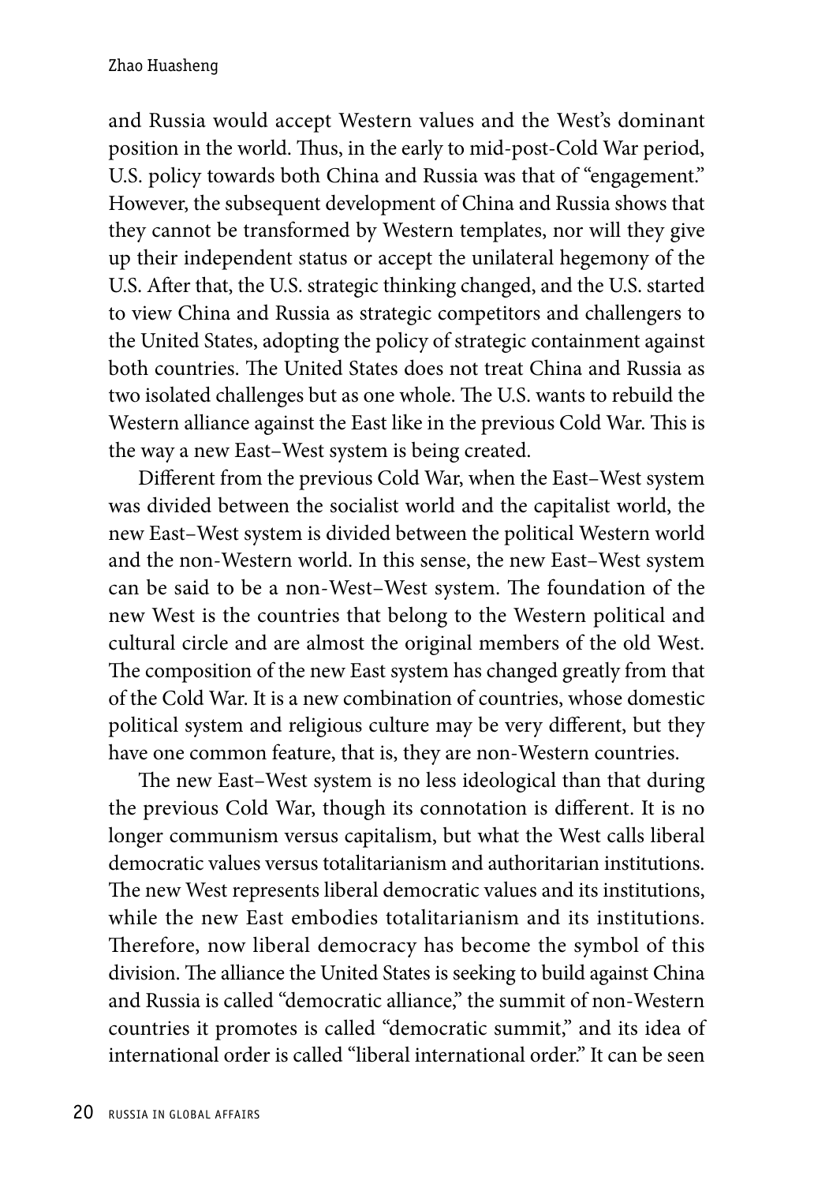and Russia would accept Western values and the West's dominant position in the world. Thus, in the early to mid-post-Cold War period, U.S. policy towards both China and Russia was that of "engagement." However, the subsequent development of China and Russia shows that they cannot be transformed by Western templates, nor will they give up their independent status or accept the unilateral hegemony of the U.S. After that, the U.S. strategic thinking changed, and the U.S. started to view China and Russia as strategic competitors and challengers to the United States, adopting the policy of strategic containment against both countries. The United States does not treat China and Russia as two isolated challenges but as one whole. The U.S. wants to rebuild the Western alliance against the East like in the previous Cold War. This is the way a new East–West system is being created.

Different from the previous Cold War, when the East–West system was divided between the socialist world and the capitalist world, the new East–West system is divided between the political Western world and the non-Western world. In this sense, the new East–West system can be said to be a non-West–West system. The foundation of the new West is the countries that belong to the Western political and cultural circle and are almost the original members of the old West. The composition of the new East system has changed greatly from that of the Cold War. It is a new combination of countries, whose domestic political system and religious culture may be very different, but they have one common feature, that is, they are non-Western countries.

The new East–West system is no less ideological than that during the previous Cold War, though its connotation is different. It is no longer communism versus capitalism, but what the West calls liberal democratic values versus totalitarianism and authoritarian institutions. The new West represents liberal democratic values and its institutions, while the new East embodies totalitarianism and its institutions. Therefore, now liberal democracy has become the symbol of this division. The alliance the United States is seeking to build against China and Russia is called "democratic alliance," the summit of non-Western countries it promotes is called "democratic summit," and its idea of international order is called "liberal international order." It can be seen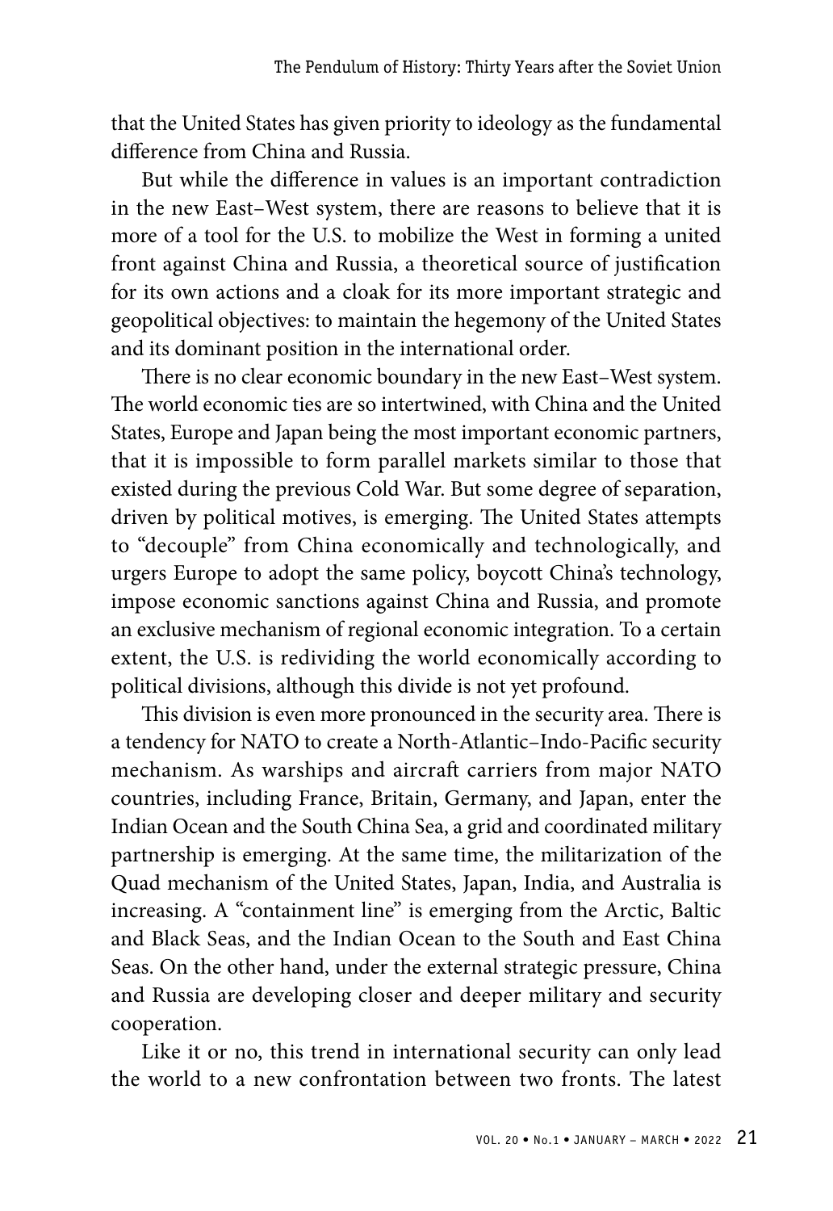that the United States has given priority to ideology as the fundamental difference from China and Russia.

But while the difference in values is an important contradiction in the new East–West system, there are reasons to believe that it is more of a tool for the U.S. to mobilize the West in forming a united front against China and Russia, a theoretical source of justification for its own actions and a cloak for its more important strategic and geopolitical objectives: to maintain the hegemony of the United States and its dominant position in the international order.

There is no clear economic boundary in the new East–West system. The world economic ties are so intertwined, with China and the United States, Europe and Japan being the most important economic partners, that it is impossible to form parallel markets similar to those that existed during the previous Cold War. But some degree of separation, driven by political motives, is emerging. The United States attempts to "decouple" from China economically and technologically, and urgers Europe to adopt the same policy, boycott China's technology, impose economic sanctions against China and Russia, and promote an exclusive mechanism of regional economic integration. To a certain extent, the U.S. is redividing the world economically according to political divisions, although this divide is not yet profound.

This division is even more pronounced in the security area. There is a tendency for NATO to create a North-Atlantic–Indo-Pacific security mechanism. As warships and aircraft carriers from major NATO countries, including France, Britain, Germany, and Japan, enter the Indian Ocean and the South China Sea, a grid and coordinated military partnership is emerging. At the same time, the militarization of the Quad mechanism of the United States, Japan, India, and Australia is increasing. A "containment line" is emerging from the Arctic, Baltic and Black Seas, and the Indian Ocean to the South and East China Seas. On the other hand, under the external strategic pressure, China and Russia are developing closer and deeper military and security cooperation.

Like it or no, this trend in international security can only lead the world to a new confrontation between two fronts. The latest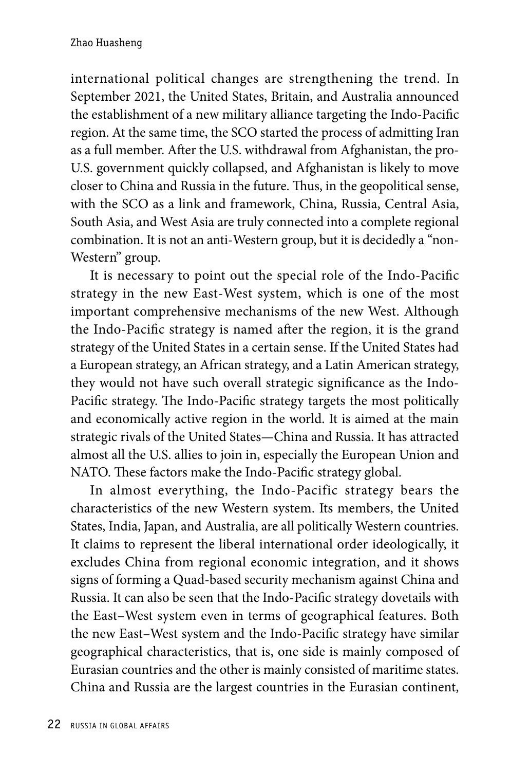international political changes are strengthening the trend. In September 2021, the United States, Britain, and Australia announced the establishment of a new military alliance targeting the Indo-Pacific region. At the same time, the SCO started the process of admitting Iran as a full member. After the U.S. withdrawal from Afghanistan, the pro-U.S. government quickly collapsed, and Afghanistan is likely to move closer to China and Russia in the future. Thus, in the geopolitical sense, with the SCO as a link and framework, China, Russia, Central Asia, South Asia, and West Asia are truly connected into a complete regional combination. It is not an anti-Western group, but it is decidedly a "non-Western" group.

It is necessary to point out the special role of the Indo-Pacific strategy in the new East-West system, which is one of the most important comprehensive mechanisms of the new West. Although the Indo-Pacific strategy is named after the region, it is the grand strategy of the United States in a certain sense. If the United States had a European strategy, an African strategy, and a Latin American strategy, they would not have such overall strategic significance as the Indo-Pacific strategy. The Indo-Pacific strategy targets the most politically and economically active region in the world. It is aimed at the main strategic rivals of the United States—China and Russia. It has attracted almost all the U.S. allies to join in, especially the European Union and NATO. These factors make the Indo-Pacific strategy global.

In almost everything, the Indo-Pacific strategy bears the characteristics of the new Western system. Its members, the United States, India, Japan, and Australia, are all politically Western countries. It claims to represent the liberal international order ideologically, it excludes China from regional economic integration, and it shows signs of forming a Quad-based security mechanism against China and Russia. It can also be seen that the Indo-Pacific strategy dovetails with the East–West system even in terms of geographical features. Both the new East–West system and the Indo-Pacific strategy have similar geographical characteristics, that is, one side is mainly composed of Eurasian countries and the other is mainly consisted of maritime states. China and Russia are the largest countries in the Eurasian continent,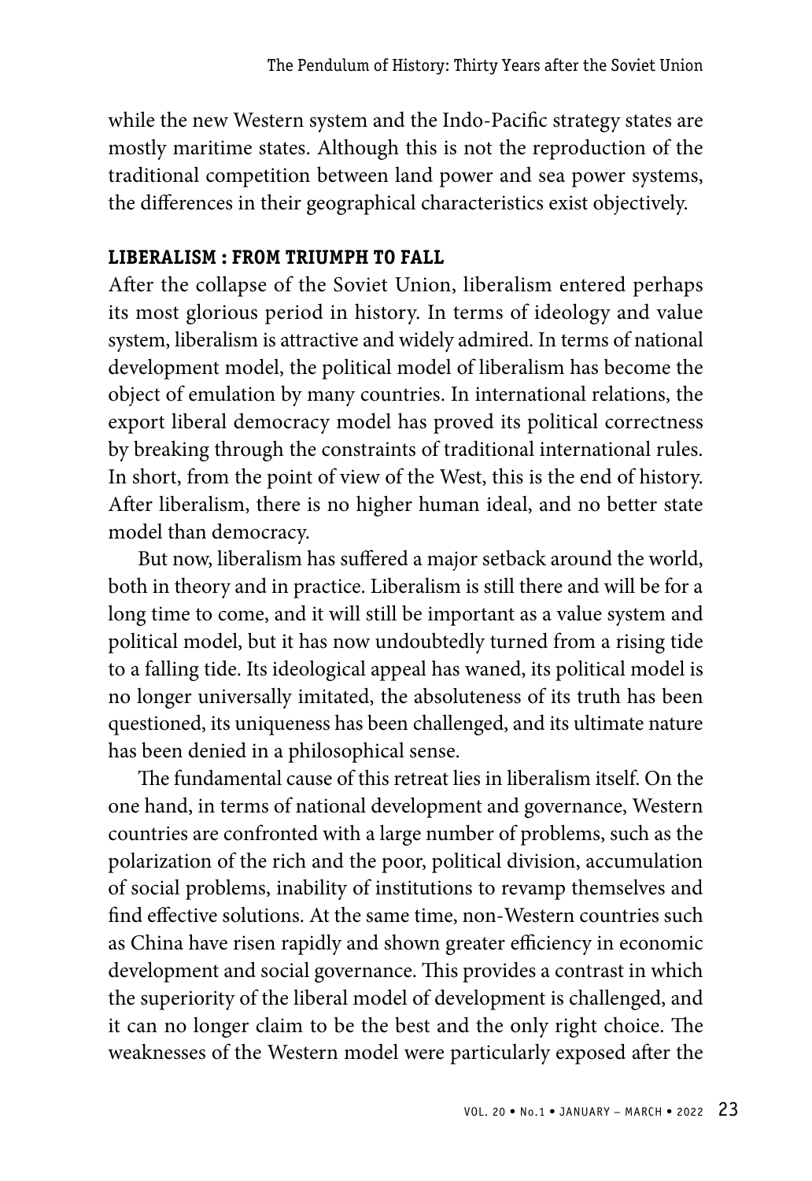while the new Western system and the Indo-Pacific strategy states are mostly maritime states. Although this is not the reproduction of the traditional competition between land power and sea power systems, the differences in their geographical characteristics exist objectively.

## LIBERALISM : FROM TRIUMPH TO FALL

After the collapse of the Soviet Union, liberalism entered perhaps its most glorious period in history. In terms of ideology and value system, liberalism is attractive and widely admired. In terms of national development model, the political model of liberalism has become the object of emulation by many countries. In international relations, the export liberal democracy model has proved its political correctness by breaking through the constraints of traditional international rules. In short, from the point of view of the West, this is the end of history. After liberalism, there is no higher human ideal, and no better state model than democracy.

But now, liberalism has suffered a major setback around the world, both in theory and in practice. Liberalism is still there and will be for a long time to come, and it will still be important as a value system and political model, but it has now undoubtedly turned from a rising tide to a falling tide. Its ideological appeal has waned, its political model is no longer universally imitated, the absoluteness of its truth has been questioned, its uniqueness has been challenged, and its ultimate nature has been denied in a philosophical sense.

The fundamental cause of this retreat lies in liberalism itself. On the one hand, in terms of national development and governance, Western countries are confronted with a large number of problems, such as the polarization of the rich and the poor, political division, accumulation of social problems, inability of institutions to revamp themselves and find effective solutions. At the same time, non-Western countries such as China have risen rapidly and shown greater efficiency in economic development and social governance. This provides a contrast in which the superiority of the liberal model of development is challenged, and it can no longer claim to be the best and the only right choice. The weaknesses of the Western model were particularly exposed after the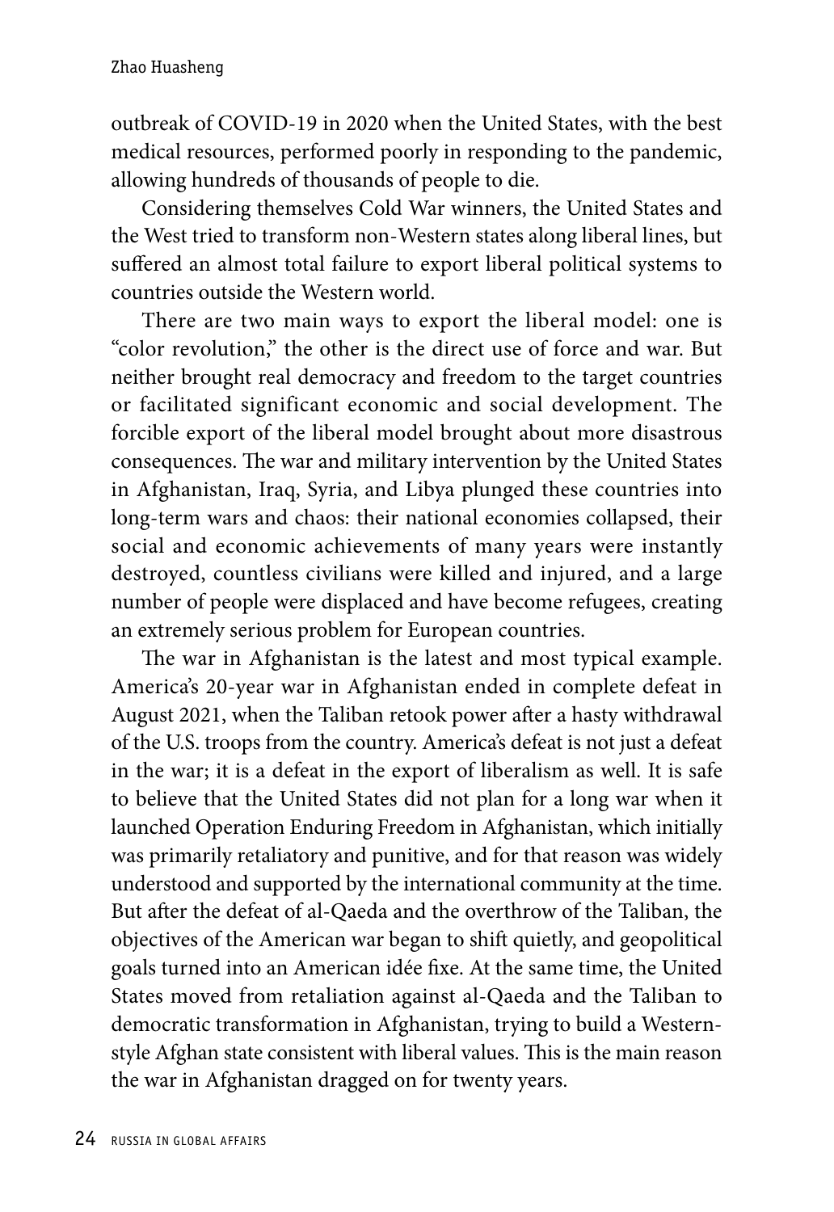outbreak of COVID-19 in 2020 when the United States, with the best medical resources, performed poorly in responding to the pandemic, allowing hundreds of thousands of people to die.

Considering themselves Cold War winners, the United States and the West tried to transform non-Western states along liberal lines, but suffered an almost total failure to export liberal political systems to countries outside the Western world.

There are two main ways to export the liberal model: one is "color revolution," the other is the direct use of force and war. But neither brought real democracy and freedom to the target countries or facilitated significant economic and social development. The forcible export of the liberal model brought about more disastrous consequences. The war and military intervention by the United States in Afghanistan, Iraq, Syria, and Libya plunged these countries into long-term wars and chaos: their national economies collapsed, their social and economic achievements of many years were instantly destroyed, countless civilians were killed and injured, and a large number of people were displaced and have become refugees, creating an extremely serious problem for European countries.

The war in Afghanistan is the latest and most typical example. America's 20-year war in Afghanistan ended in complete defeat in August 2021, when the Taliban retook power after a hasty withdrawal of the U.S. troops from the country. America's defeat is not just a defeat in the war; it is a defeat in the export of liberalism as well. It is safe to believe that the United States did not plan for a long war when it launched Operation Enduring Freedom in Afghanistan, which initially was primarily retaliatory and punitive, and for that reason was widely understood and supported by the international community at the time. But after the defeat of al-Qaeda and the overthrow of the Taliban, the objectives of the American war began to shift quietly, and geopolitical goals turned into an American idée fixe. At the same time, the United States moved from retaliation against al-Qaeda and the Taliban to democratic transformation in Afghanistan, trying to build a Western-style Afghan state consistent with liberal values. This is the main reason the war in Afghanistan dragged on for twenty years.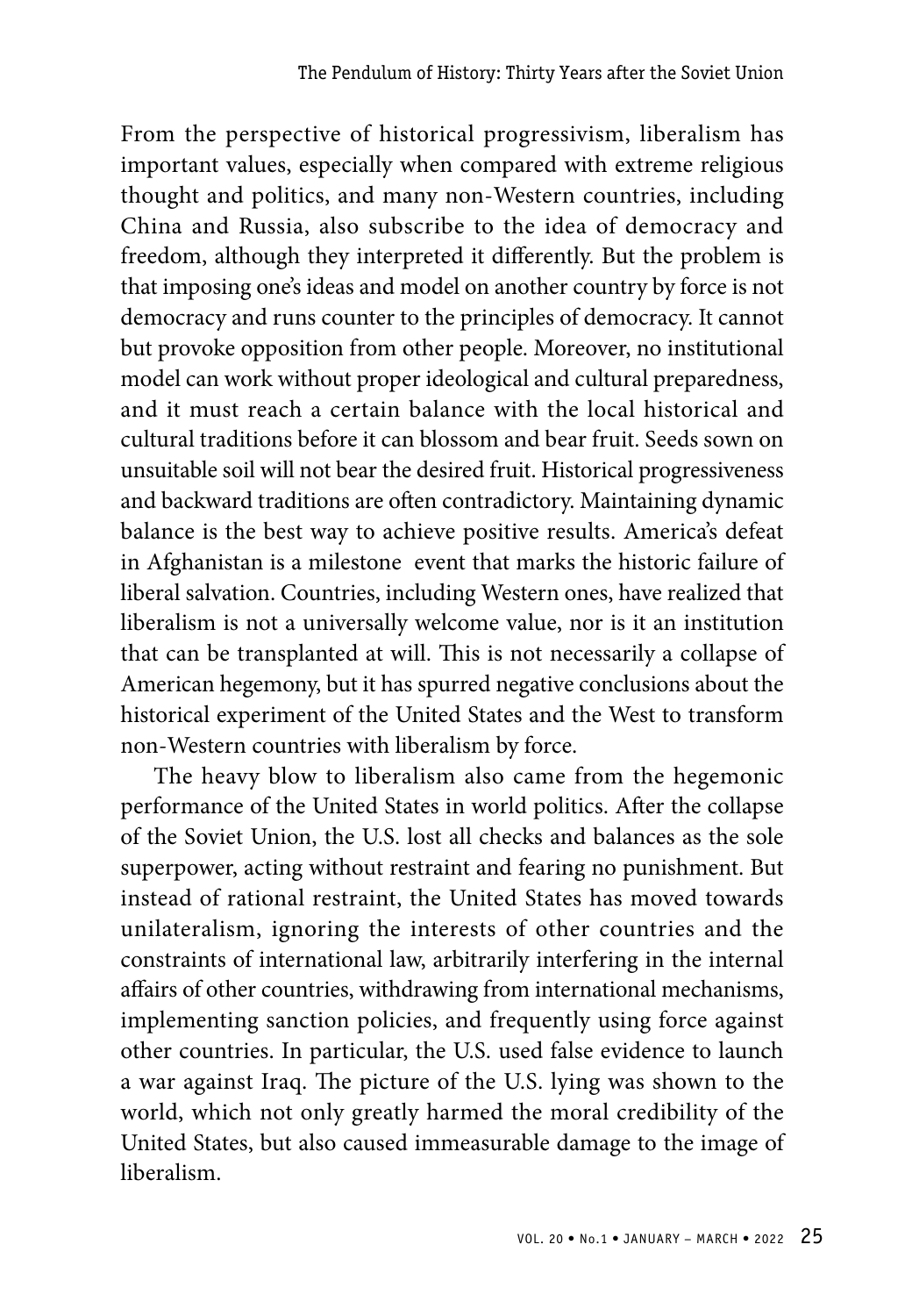From the perspective of historical progressivism, liberalism has important values, especially when compared with extreme religious thought and politics, and many non-Western countries, including China and Russia, also subscribe to the idea of democracy and freedom, although they interpreted it differently. But the problem is that imposing one's ideas and model on another country by force is not democracy and runs counter to the principles of democracy. It cannot but provoke opposition from other people. Moreover, no institutional model can work without proper ideological and cultural preparedness, and it must reach a certain balance with the local historical and cultural traditions before it can blossom and bear fruit. Seeds sown on unsuitable soil will not bear the desired fruit. Historical progressiveness and backward traditions are often contradictory. Maintaining dynamic balance is the best way to achieve positive results. America's defeat in Afghanistan is a milestone event that marks the historic failure of liberal salvation. Countries, including Western ones, have realized that liberalism is not a universally welcome value, nor is it an institution that can be transplanted at will. This is not necessarily a collapse of American hegemony, but it has spurred negative conclusions about the historical experiment of the United States and the West to transform non-Western countries with liberalism by force.

The heavy blow to liberalism also came from the hegemonic performance of the United States in world politics. After the collapse of the Soviet Union, the U.S. lost all checks and balances as the sole superpower, acting without restraint and fearing no punishment. But instead of rational restraint, the United States has moved towards unilateralism, ignoring the interests of other countries and the constraints of international law, arbitrarily interfering in the internal affairs of other countries, withdrawing from international mechanisms, implementing sanction policies, and frequently using force against other countries. In particular, the U.S. used false evidence to launch a war against Iraq. The picture of the U.S. lying was shown to the world, which not only greatly harmed the moral credibility of the United States, but also caused immeasurable damage to the image of liberalism.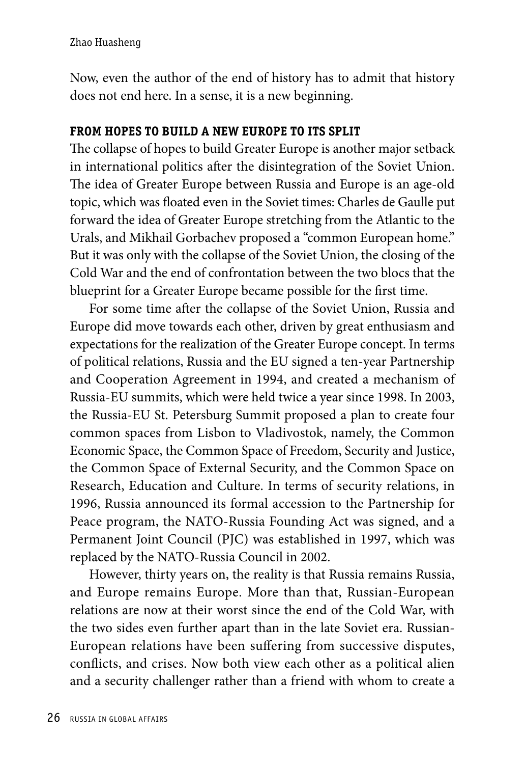Now, even the author of the end of history has to admit that history does not end here. In a sense, it is a new beginning.

### FROM HOPES TO BUILD A NEW EUROPE TO ITS SPLIT

The collapse of hopes to build Greater Europe is another major setback in international politics after the disintegration of the Soviet Union. The idea of Greater Europe between Russia and Europe is an age-old topic, which was floated even in the Soviet times: Charles de Gaulle put forward the idea of Greater Europe stretching from the Atlantic to the Urals, and Mikhail Gorbachev proposed a "common European home." But it was only with the collapse of the Soviet Union, the closing of the Cold War and the end of confrontation between the two blocs that the blueprint for a Greater Europe became possible for the first time.

For some time after the collapse of the Soviet Union, Russia and Europe did move towards each other, driven by great enthusiasm and expectations for the realization of the Greater Europe concept. In terms of political relations, Russia and the EU signed a ten-year Partnership and Cooperation Agreement in 1994, and created a mechanism of Russia-EU summits, which were held twice a year since 1998. In 2003, the Russia-EU St. Petersburg Summit proposed a plan to create four common spaces from Lisbon to Vladivostok, namely, the Common Economic Space, the Common Space of Freedom, Security and Justice, the Common Space of External Security, and the Common Space on Research, Education and Culture. In terms of security relations, in 1996, Russia announced its formal accession to the Partnership for Peace program, the NATO-Russia Founding Act was signed, and a Permanent Joint Council (PJC) was established in 1997, which was replaced by the NATO-Russia Council in 2002.

However, thirty years on, the reality is that Russia remains Russia, and Europe remains Europe. More than that, Russian-European relations are now at their worst since the end of the Cold War, with the two sides even further apart than in the late Soviet era. Russian-European relations have been suffering from successive disputes, conflicts, and crises. Now both view each other as a political alien and a security challenger rather than a friend with whom to create a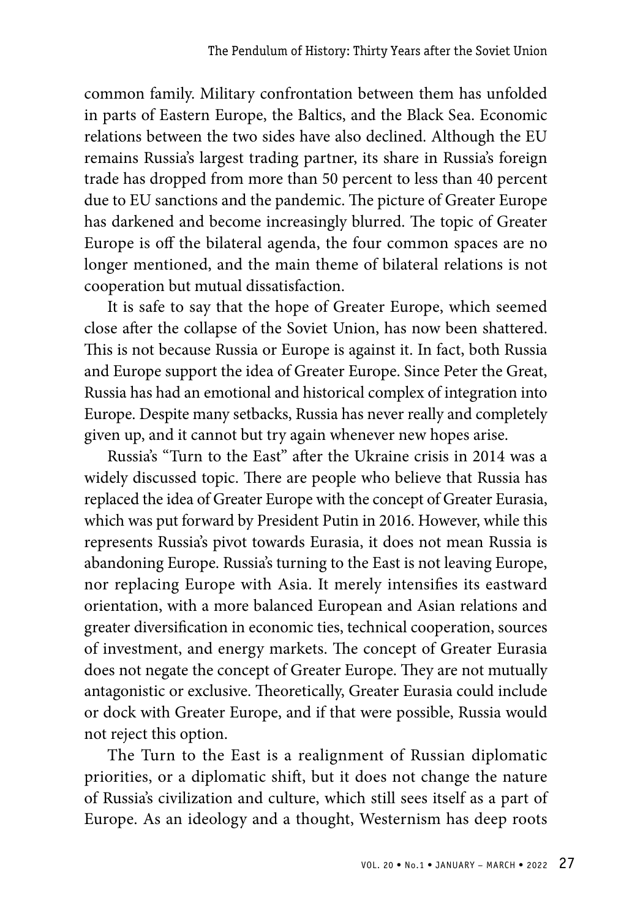common family. Military confrontation between them has unfolded in parts of Eastern Europe, the Baltics, and the Black Sea. Economic relations between the two sides have also declined. Although the EU remains Russia's largest trading partner, its share in Russia's foreign trade has dropped from more than 50 percent to less than 40 percent due to EU sanctions and the pandemic. The picture of Greater Europe has darkened and become increasingly blurred. The topic of Greater Europe is off the bilateral agenda, the four common spaces are no longer mentioned, and the main theme of bilateral relations is not cooperation but mutual dissatisfaction.

It is safe to say that the hope of Greater Europe, which seemed close after the collapse of the Soviet Union, has now been shattered. This is not because Russia or Europe is against it. In fact, both Russia and Europe support the idea of Greater Europe. Since Peter the Great, Russia has had an emotional and historical complex of integration into Europe. Despite many setbacks, Russia has never really and completely given up, and it cannot but try again whenever new hopes arise.

Russia's "Turn to the East" after the Ukraine crisis in 2014 was a widely discussed topic. There are people who believe that Russia has replaced the idea of Greater Europe with the concept of Greater Eurasia, which was put forward by President Putin in 2016. However, while this represents Russia's pivot towards Eurasia, it does not mean Russia is abandoning Europe. Russia's turning to the East is not leaving Europe, nor replacing Europe with Asia. It merely intensifies its eastward orientation, with a more balanced European and Asian relations and greater diversification in economic ties, technical cooperation, sources of investment, and energy markets. The concept of Greater Eurasia does not negate the concept of Greater Europe. They are not mutually antagonistic or exclusive. Theoretically, Greater Eurasia could include or dock with Greater Europe, and if that were possible, Russia would not reject this option.

The Turn to the East is a realignment of Russian diplomatic priorities, or a diplomatic shift, but it does not change the nature of Russia's civilization and culture, which still sees itself as a part of Europe. As an ideology and a thought, Westernism has deep roots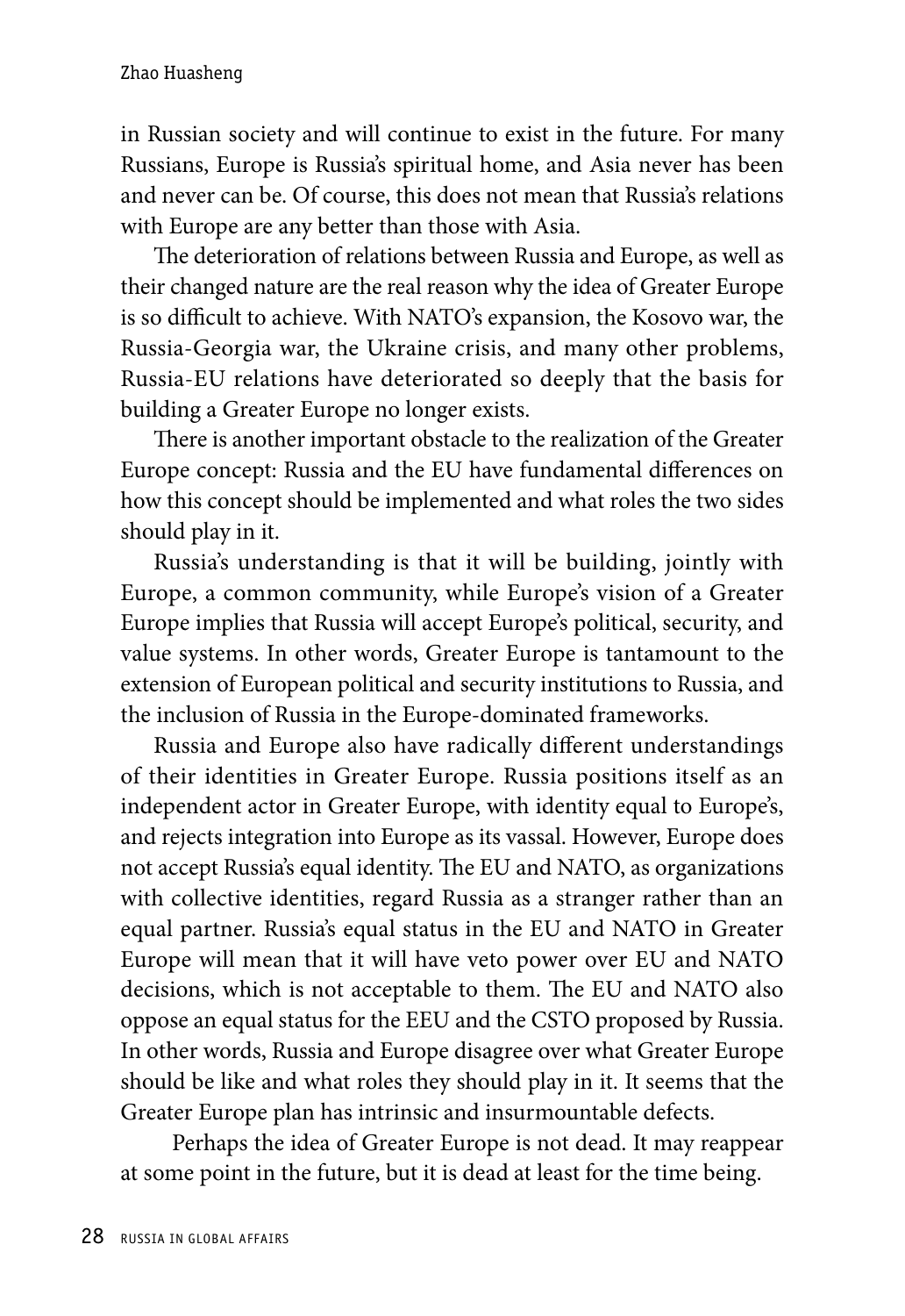in Russian society and will continue to exist in the future. For many Russians, Europe is Russia's spiritual home, and Asia never has been and never can be. Of course, this does not mean that Russia's relations with Europe are any better than those with Asia.

The deterioration of relations between Russia and Europe, as well as their changed nature are the real reason why the idea of Greater Europe is so difficult to achieve. With NATO's expansion, the Kosovo war, the Russia-Georgia war, the Ukraine crisis, and many other problems, Russia-EU relations have deteriorated so deeply that the basis for building a Greater Europe no longer exists.

There is another important obstacle to the realization of the Greater Europe concept: Russia and the EU have fundamental differences on how this concept should be implemented and what roles the two sides should play in it.

Russia's understanding is that it will be building, jointly with Europe, a common community, while Europe's vision of a Greater Europe implies that Russia will accept Europe's political, security, and value systems. In other words, Greater Europe is tantamount to the extension of European political and security institutions to Russia, and the inclusion of Russia in the Europe-dominated frameworks.

Russia and Europe also have radically different understandings of their identities in Greater Europe. Russia positions itself as an independent actor in Greater Europe, with identity equal to Europe's, and rejects integration into Europe as its vassal. However, Europe does not accept Russia's equal identity. The EU and NATO, as organizations with collective identities, regard Russia as a stranger rather than an equal partner. Russia's equal status in the EU and NATO in Greater Europe will mean that it will have veto power over EU and NATO decisions, which is not acceptable to them. The EU and NATO also oppose an equal status for the EEU and the CSTO proposed by Russia. In other words, Russia and Europe disagree over what Greater Europe should be like and what roles they should play in it. It seems that the Greater Europe plan has intrinsic and insurmountable defects.

Perhaps the idea of Greater Europe is not dead. It may reappear at some point in the future, but it is dead at least for the time being.